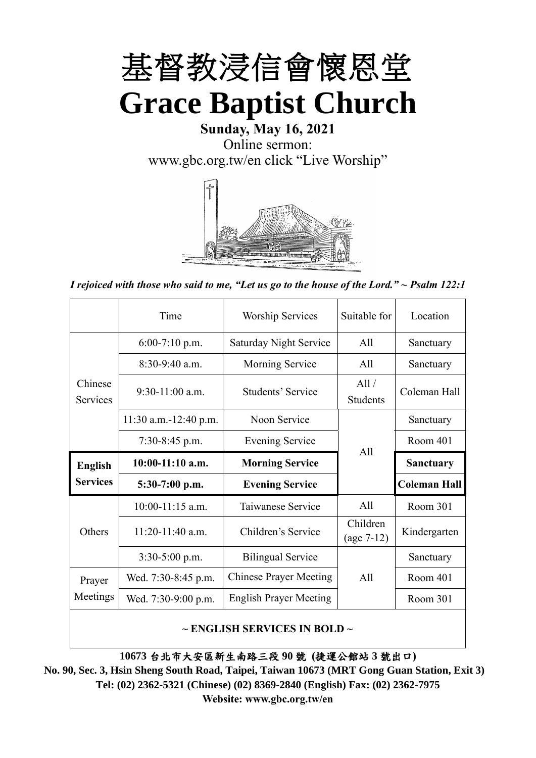# 基督教浸信會懷恩堂

# Grace Baptist Church

**Sunday, May 16, 2021**

Online sermon:

www.gbc.org.tw/en click "Live Worship"

*I rejoiced with those who said to me, "Let us go to the house of the Lord." ~ Psalm 122:1*

| | Time | Worship Services | Suitable for | Location |
|---|---|---|---|---|
| Chinese Services | 6:00-7:10 p.m. | Saturday Night Service | All | Sanctuary |
| | 8:30-9:40 a.m. | Morning Service | All | Sanctuary |
| | 9:30-11:00 a.m. | Students' Service | All / Students | Coleman Hall |
| | 11:30 a.m.-12:40 p.m. | Noon Service | All | Sanctuary |
| | 7:30-8:45 p.m. | Evening Service | | Room 401 |
| **English Services** | **10:00-11:10 a.m.** | **Morning Service** | | **Sanctuary** |
| | **5:30-7:00 p.m.** | **Evening Service** | | **Coleman Hall** |
| Others | 10:00-11:15 a.m. | Taiwanese Service | All | Room 301 |
| | 11:20-11:40 a.m. | Children's Service | Children (age 7-12) | Kindergarten |
| | 3:30-5:00 p.m. | Bilingual Service | All | Sanctuary |
| Prayer Meetings | Wed. 7:30-8:45 p.m. | Chinese Prayer Meeting | | Room 401 |
| | Wed. 7:30-9:00 p.m. | English Prayer Meeting | | Room 301 |

**~ ENGLISH SERVICES IN BOLD ~**

**10673 台北市大安區新生南路三段 90 號 (捷運公館站 3 號出口)**

**No. 90, Sec. 3, Hsin Sheng South Road, Taipei, Taiwan 10673 (MRT Gong Guan Station, Exit 3)**

**Tel: (02) 2362-5321 (Chinese) (02) 8369-2840 (English) Fax: (02) 2362-7975**

**Website: www.gbc.org.tw/en**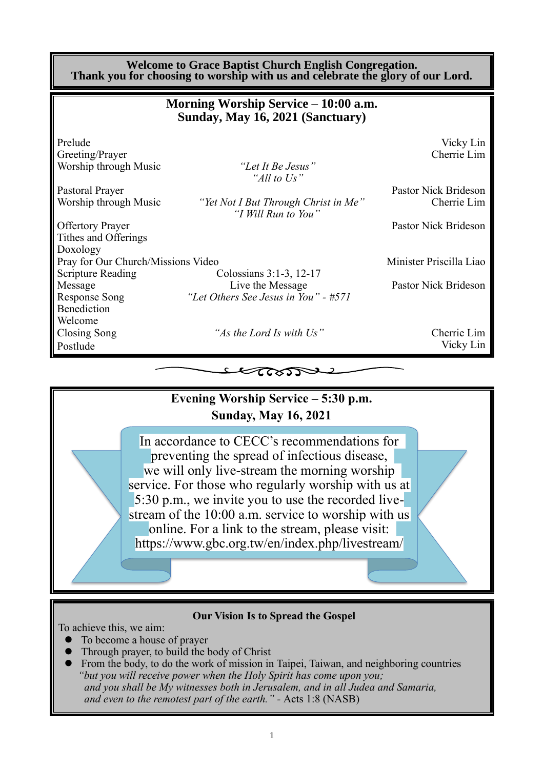**Welcome to Grace Baptist Church English Congregation.**
**Thank you for choosing to worship with us and celebrate the glory of our Lord.**

## Morning Worship Service – 10:00 a.m.
## Sunday, May 16, 2021 (Sanctuary)

| | | |
|---|---|---|
| Prelude | | Vicky Lin |
| Greeting/Prayer | | Cherrie Lim |
| Worship through Music | *"Let It Be Jesus"* *"All to Us"* | |
| Pastoral Prayer | | Pastor Nick Brideson |
| Worship through Music | *"Yet Not I But Through Christ in Me"* *"I Will Run to You"* | Cherrie Lim |
| Offertory Prayer | | Pastor Nick Brideson |
| Tithes and Offerings | | |
| Doxology | | |
| Pray for Our Church/Missions Video | | Minister Priscilla Liao |
| Scripture Reading | Colossians 3:1-3, 12-17 | |
| Message | Live the Message | Pastor Nick Brideson |
| Response Song | *"Let Others See Jesus in You" - #571* | |
| Benediction | | |
| Welcome | | |
| Closing Song | *"As the Lord Is with Us"* | Cherrie Lim |
| Postlude | | Vicky Lin |

## Evening Worship Service – 5:30 p.m.
## Sunday, May 16, 2021

In accordance to CECC's recommendations for preventing the spread of infectious disease, we will only live-stream the morning worship service. For those who regularly worship with us at 5:30 p.m., we invite you to use the recorded live-stream of the 10:00 a.m. service to worship with us online. For a link to the stream, please visit: https://www.gbc.org.tw/en/index.php/livestream/

### Our Vision Is to Spread the Gospel

To achieve this, we aim:

- To become a house of prayer
- Through prayer, to build the body of Christ
- From the body, to do the work of mission in Taipei, Taiwan, and neighboring countries

*"but you will receive power when the Holy Spirit has come upon you; and you shall be My witnesses both in Jerusalem, and in all Judea and Samaria, and even to the remotest part of the earth."* - Acts 1:8 (NASB)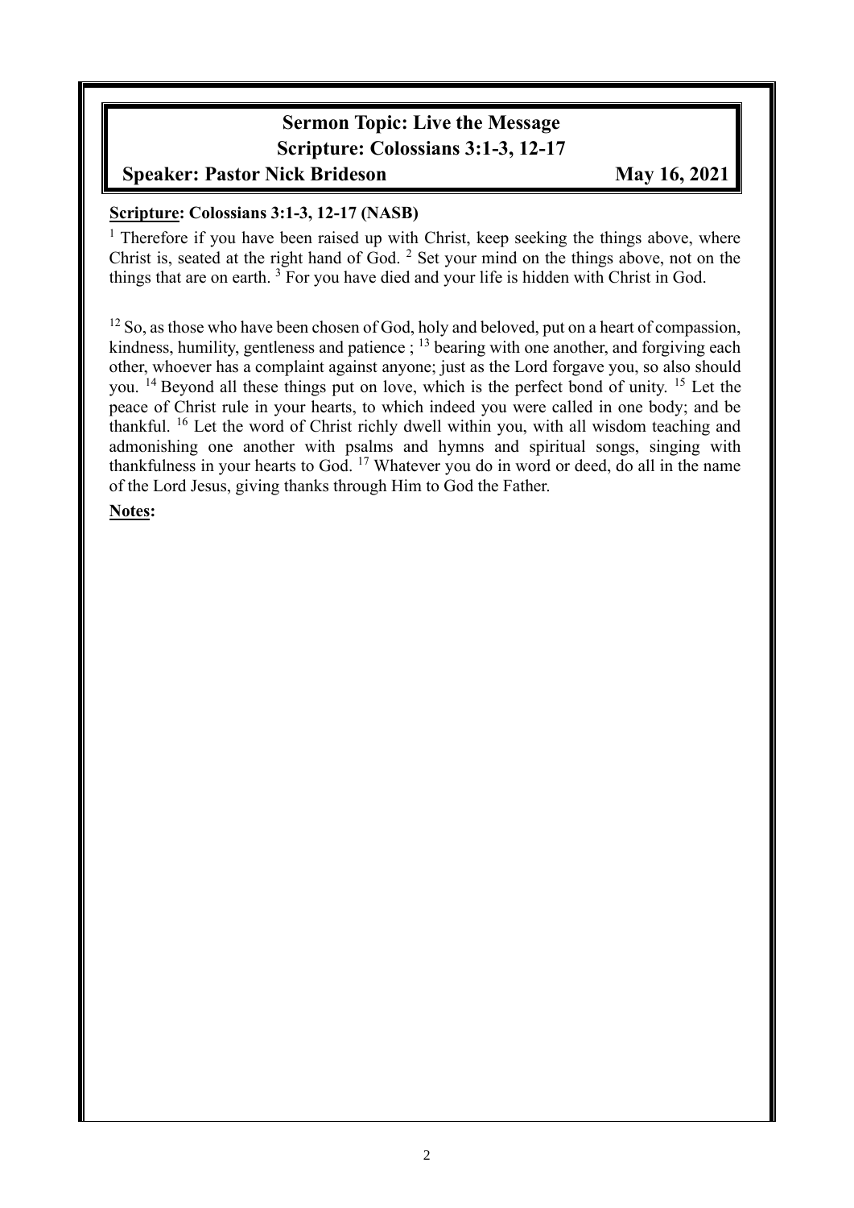**Sermon Topic: Live the Message**
**Scripture: Colossians 3:1-3, 12-17**
**Speaker: Pastor Nick Brideson** **May 16, 2021**

**Scripture: Colossians 3:1-3, 12-17 (NASB)**

[1] Therefore if you have been raised up with Christ, keep seeking the things above, where Christ is, seated at the right hand of God. [2] Set your mind on the things above, not on the things that are on earth. [3] For you have died and your life is hidden with Christ in God.

[12] So, as those who have been chosen of God, holy and beloved, put on a heart of compassion, kindness, humility, gentleness and patience ; [13] bearing with one another, and forgiving each other, whoever has a complaint against anyone; just as the Lord forgave you, so also should you. [14] Beyond all these things put on love, which is the perfect bond of unity. [15] Let the peace of Christ rule in your hearts, to which indeed you were called in one body; and be thankful. [16] Let the word of Christ richly dwell within you, with all wisdom teaching and admonishing one another with psalms and hymns and spiritual songs, singing with thankfulness in your hearts to God. [17] Whatever you do in word or deed, do all in the name of the Lord Jesus, giving thanks through Him to God the Father.

**Notes:**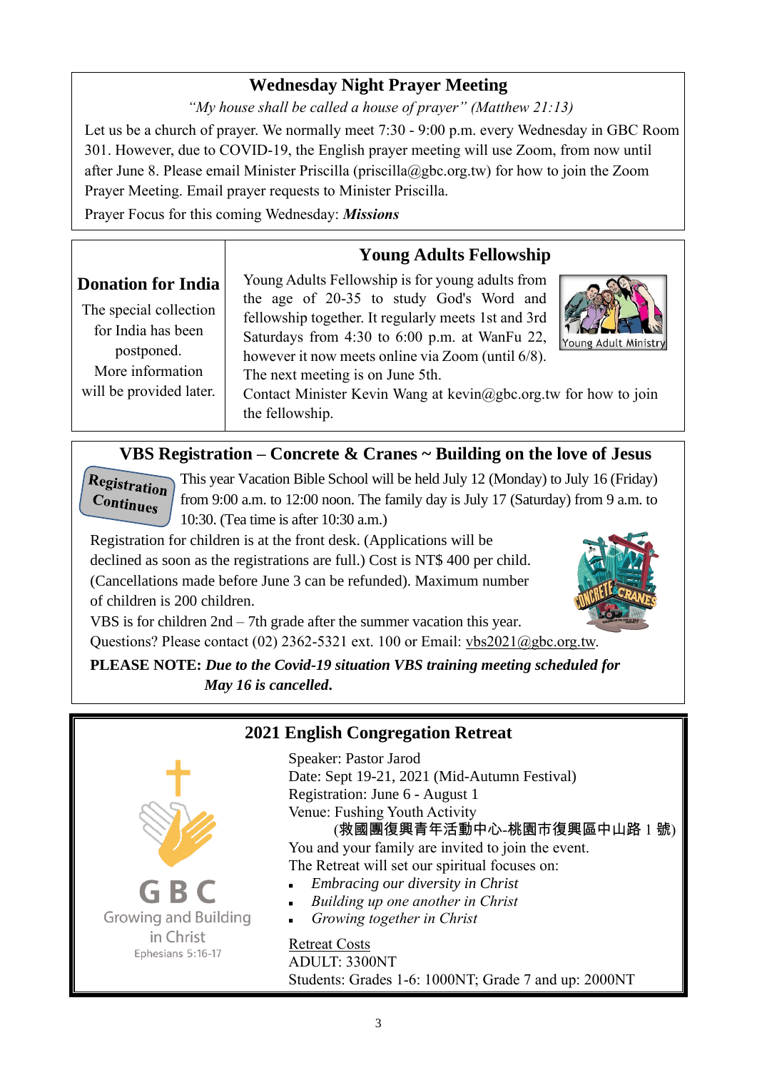## Wednesday Night Prayer Meeting

*"My house shall be called a house of prayer" (Matthew 21:13)*

Let us be a church of prayer. We normally meet 7:30 - 9:00 p.m. every Wednesday in GBC Room 301. However, due to COVID-19, the English prayer meeting will use Zoom, from now until after June 8. Please email Minister Priscilla (priscilla@gbc.org.tw) for how to join the Zoom Prayer Meeting. Email prayer requests to Minister Priscilla.

Prayer Focus for this coming Wednesday: ***Missions***

## Donation for India

The special collection for India has been postponed. More information will be provided later.

## Young Adults Fellowship

Young Adults Fellowship is for young adults from the age of 20-35 to study God's Word and fellowship together. It regularly meets 1st and 3rd Saturdays from 4:30 to 6:00 p.m. at WanFu 22, however it now meets online via Zoom (until 6/8). The next meeting is on June 5th.

Young Adult Ministry

Contact Minister Kevin Wang at kevin@gbc.org.tw for how to join the fellowship.

## VBS Registration – Concrete & Cranes ~ Building on the love of Jesus

**Registration Continues**

This year Vacation Bible School will be held July 12 (Monday) to July 16 (Friday) from 9:00 a.m. to 12:00 noon. The family day is July 17 (Saturday) from 9 a.m. to 10:30. (Tea time is after 10:30 a.m.)

Registration for children is at the front desk. (Applications will be declined as soon as the registrations are full.) Cost is NT$ 400 per child. (Cancellations made before June 3 can be refunded). Maximum number of children is 200 children.

VBS is for children 2nd – 7th grade after the summer vacation this year.

Questions? Please contact (02) 2362-5321 ext. 100 or Email: vbs2021@gbc.org.tw.

**PLEASE NOTE: *Due to the Covid-19 situation VBS training meeting scheduled for May 16 is cancelled*.**

## 2021 English Congregation Retreat

GBC
Growing and Building in Christ
Ephesians 5:16-17

Speaker: Pastor Jarod
Date: Sept 19-21, 2021 (Mid-Autumn Festival)
Registration: June 6 - August 1
Venue: Fushing Youth Activity
(救國團復興青年活動中心-桃園市復興區中山路 1 號)

You and your family are invited to join the event.

The Retreat will set our spiritual focuses on:

- *Embracing our diversity in Christ*
- *Building up one another in Christ*
- *Growing together in Christ*

Retreat Costs

ADULT: 3300NT
Students: Grades 1-6: 1000NT; Grade 7 and up: 2000NT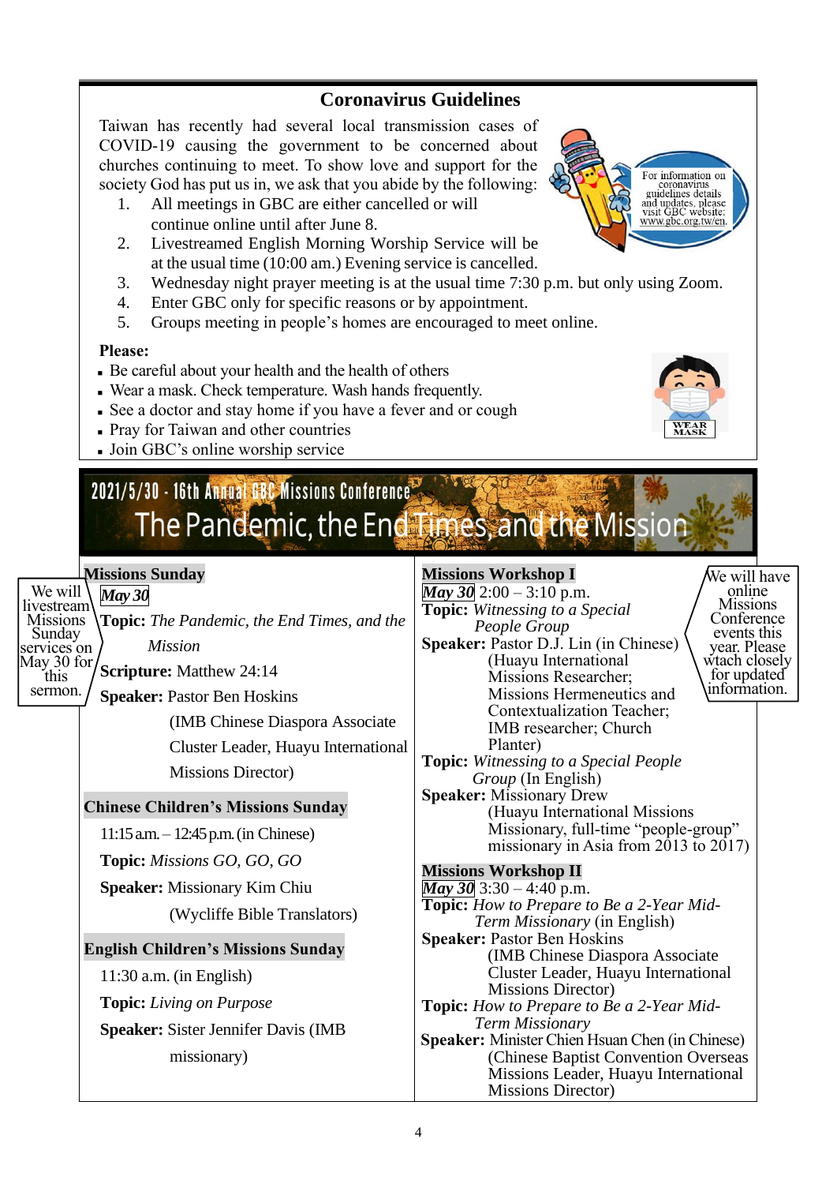## Coronavirus Guidelines

Taiwan has recently had several local transmission cases of COVID-19 causing the government to be concerned about churches continuing to meet. To show love and support for the society God has put us in, we ask that you abide by the following:

1. All meetings in GBC are either cancelled or will continue online until after June 8.
2. Livestreamed English Morning Worship Service will be at the usual time (10:00 am.) Evening service is cancelled.
3. Wednesday night prayer meeting is at the usual time 7:30 p.m. but only using Zoom.
4. Enter GBC only for specific reasons or by appointment.
5. Groups meeting in people's homes are encouraged to meet online.

For information on coronavirus guidelines details and updates, please visit GBC website: www.gbc.org.tw/en.

**Please:**

- Be careful about your health and the health of others
- Wear a mask. Check temperature. Wash hands frequently.
- See a doctor and stay home if you have a fever and or cough
- Pray for Taiwan and other countries
- Join GBC's online worship service

WEAR MASK

## 2021/5/30 - 16th Annual GBC Missions Conference

# The Pandemic, the End Times, and the Mission

### Missions Sunday

We will livestream Missions Sunday services on May 30 for this sermon.

***May 30***

**Topic:** *The Pandemic, the End Times, and the Mission*

**Scripture:** Matthew 24:14

**Speaker:** Pastor Ben Hoskins (IMB Chinese Diaspora Associate Cluster Leader, Huayu International Missions Director)

### Chinese Children's Missions Sunday

11:15 a.m. – 12:45 p.m. (in Chinese)

**Topic:** *Missions GO, GO, GO*

**Speaker:** Missionary Kim Chiu (Wycliffe Bible Translators)

### English Children's Missions Sunday

11:30 a.m. (in English)

**Topic:** *Living on Purpose*

**Speaker:** Sister Jennifer Davis (IMB missionary)

### Missions Workshop I

We will have online Missions Conference events this year. Please wtach closely for updated information.

***May 30*** 2:00 – 3:10 p.m.

**Topic:** *Witnessing to a Special People Group*

**Speaker:** Pastor D.J. Lin (in Chinese) (Huayu International Missions Researcher; Missions Hermeneutics and Contextualization Teacher; IMB researcher; Church Planter)

**Topic:** *Witnessing to a Special People Group* (In English)

**Speaker:** Missionary Drew (Huayu International Missions Missionary, full-time "people-group" missionary in Asia from 2013 to 2017)

### Missions Workshop II

***May 30*** 3:30 – 4:40 p.m.

**Topic:** *How to Prepare to Be a 2-Year Mid-Term Missionary* (in English)

**Speaker:** Pastor Ben Hoskins (IMB Chinese Diaspora Associate Cluster Leader, Huayu International Missions Director)

**Topic:** *How to Prepare to Be a 2-Year Mid-Term Missionary*

**Speaker:** Minister Chien Hsuan Chen (in Chinese) (Chinese Baptist Convention Overseas Missions Leader, Huayu International Missions Director)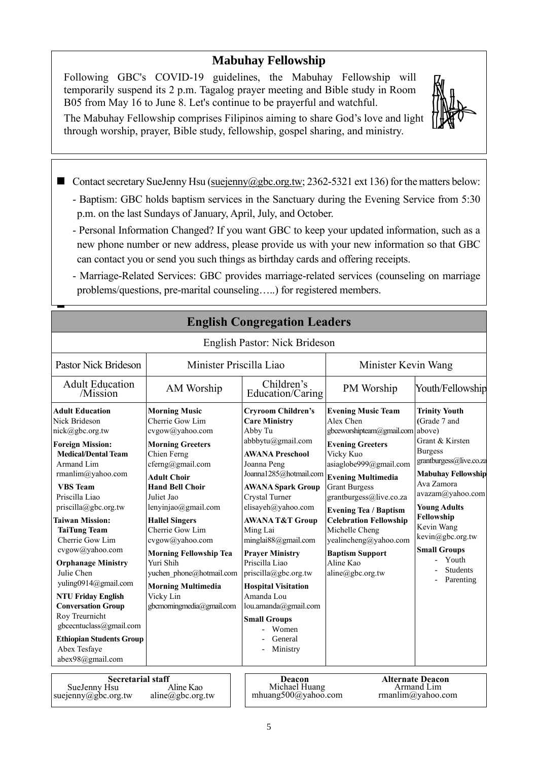## Mabuhay Fellowship

Following GBC's COVID-19 guidelines, the Mabuhay Fellowship will temporarily suspend its 2 p.m. Tagalog prayer meeting and Bible study in Room B05 from May 16 to June 8. Let's continue to be prayerful and watchful.

The Mabuhay Fellowship comprises Filipinos aiming to share God's love and light through worship, prayer, Bible study, fellowship, gospel sharing, and ministry.

- Contact secretary SueJenny Hsu (suejenny@gbc.org.tw; 2362-5321 ext 136) for the matters below:
  - Baptism: GBC holds baptism services in the Sanctuary during the Evening Service from 5:30 p.m. on the last Sundays of January, April, July, and October.
  - Personal Information Changed? If you want GBC to keep your updated information, such as a new phone number or new address, please provide us with your new information so that GBC can contact you or send you such things as birthday cards and offering receipts.
  - Marriage-Related Services: GBC provides marriage-related services (counseling on marriage problems/questions, pre-marital counseling…..) for registered members.

## English Congregation Leaders

English Pastor: Nick Brideson

| Pastor Nick Brideson | Minister Priscilla Liao | | Minister Kevin Wang | |
|---|---|---|---|---|
| Adult Education /Mission | AM Worship | Children's Education/Caring | PM Worship | Youth/Fellowship |
| **Adult Education** Nick Brideson nick@gbc.org.tw<br>**Foreign Mission:**<br>**Medical/Dental Team** Armand Lim rmanlim@yahoo.com<br>**VBS Team** Priscilla Liao priscilla@gbc.org.tw<br>**Taiwan Mission:**<br>**TaiTung Team** Cherrie Gow Lim cvgow@yahoo.com<br>**Orphanage Ministry** Julie Chen yuling0914@gmail.com<br>**NTU Friday English Conversation Group** Roy Treurnicht gbcecntuclass@gmail.com<br>**Ethiopian Students Group** Abex Tesfaye abex98@gmail.com | **Morning Music** Cherrie Gow Lim cvgow@yahoo.com<br>**Morning Greeters** Chien Ferng cferng@gmail.com<br>**Adult Choir**<br>**Hand Bell Choir** Juliet Jao lenyinjao@gmail.com<br>**Hallel Singers** Cherrie Gow Lim cvgow@yahoo.com<br>**Morning Fellowship Tea** Yuri Shih yuchen_phone@hotmail.com<br>**Morning Multimedia** Vicky Lin gbcmorningmedia@gmail.com | **Cryroom Children's Care Ministry** Abby Tu abbbytu@gmail.com<br>**AWANA Preschool** Joanna Peng Joanna1285@hotmail.com<br>**AWANA Spark Group** Crystal Turner elisayeh@yahoo.com<br>**AWANA T&T Group** Ming Lai minglai88@gmail.com<br>**Prayer Ministry** Priscilla Liao priscilla@gbc.org.tw<br>**Hospital Visitation** Amanda Lou lou.amanda@gmail.com<br>**Small Groups**<br>- Women<br>- General<br>- Ministry | **Evening Music Team** Alex Chen gbceworshipteam@gmail.com<br>**Evening Greeters** Vicky Kuo asiaglobe999@gmail.com<br>**Evening Multimedia** Grant Burgess grantburgess@live.co.za<br>**Evening Tea / Baptism Celebration Fellowship** Michelle Cheng yealincheng@yahoo.com<br>**Baptism Support** Aline Kao aline@gbc.org.tw | **Trinity Youth** (Grade 7 and above) Grant & Kirsten Burgess grantburgess@live.co.za<br>**Mabuhay Fellowship** Ava Zamora avazam@yahoo.com<br>**Young Adults Fellowship** Kevin Wang kevin@gbc.org.tw<br>**Small Groups**<br>- Youth<br>- Students<br>- Parenting |

| Secretarial staff | | Deacon | Alternate Deacon |
|---|---|---|---|
| SueJenny Hsu suejenny@gbc.org.tw | Aline Kao aline@gbc.org.tw | Michael Huang mhuang500@yahoo.com | Armand Lim rmanlim@yahoo.com |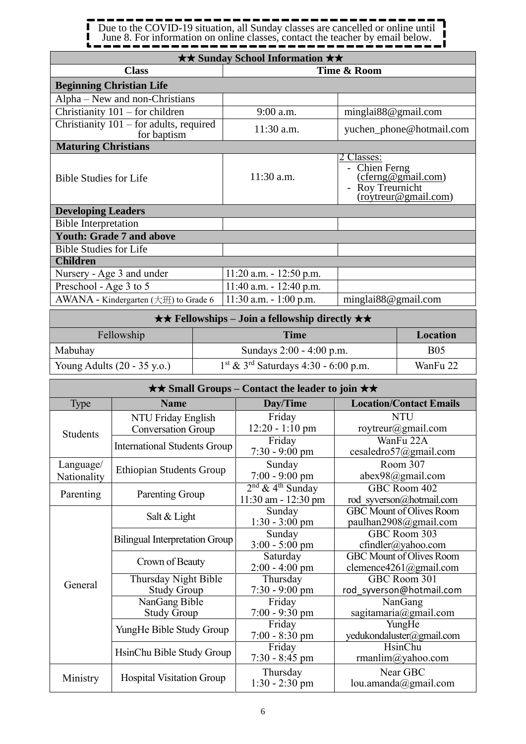Due to the COVID-19 situation, all Sunday classes are cancelled or online until June 8. For information on online classes, contact the teacher by email below.

| ★★ Sunday School Information ★★ | | |
|---|---|---|
| **Class** | **Time & Room** | |
| **Beginning Christian Life** | | |
| Alpha – New and non-Christians | | |
| Christianity 101 – for children | 9:00 a.m. | minglai88@gmail.com |
| Christianity 101 – for adults, required for baptism | 11:30 a.m. | yuchen_phone@hotmail.com |
| **Maturing Christians** | | |
| Bible Studies for Life | 11:30 a.m. | 2 Classes: - Chien Ferng (cferng@gmail.com) - Roy Treurnicht (roytreur@gmail.com) |
| **Developing Leaders** | | |
| Bible Interpretation | | |
| **Youth: Grade 7 and above** | | |
| Bible Studies for Life | | |
| **Children** | | |
| Nursery - Age 3 and under | 11:20 a.m. - 12:50 p.m. | |
| Preschool - Age 3 to 5 | 11:40 a.m. - 12:40 p.m. | |
| AWANA - Kindergarten (大班) to Grade 6 | 11:30 a.m. - 1:00 p.m. | minglai88@gmail.com |

| ★★ Fellowships – Join a fellowship directly ★★ | | |
|---|---|---|
| Fellowship | **Time** | **Location** |
| Mabuhay | Sundays 2:00 - 4:00 p.m. | B05 |
| Young Adults (20 - 35 y.o.) | 1st & 3rd Saturdays 4:30 - 6:00 p.m. | WanFu 22 |

| ★★ Small Groups – Contact the leader to join ★★ | | | |
|---|---|---|---|
| Type | **Name** | **Day/Time** | **Location/Contact Emails** |
| Students | NTU Friday English Conversation Group | Friday 12:20 - 1:10 pm | NTU roytreur@gmail.com |
| Students | International Students Group | Friday 7:30 - 9:00 pm | WanFu 22A cesaledro57@gmail.com |
| Language/ Nationality | Ethiopian Students Group | Sunday 7:00 - 9:00 pm | Room 307 abex98@gmail.com |
| Parenting | Parenting Group | 2nd & 4th Sunday 11:30 am - 12:30 pm | GBC Room 402 rod_syverson@hotmail.com |
| General | Salt & Light | Sunday 1:30 - 3:00 pm | GBC Mount of Olives Room paulhan2908@gmail.com |
| General | Bilingual Interpretation Group | Sunday 3:00 - 5:00 pm | GBC Room 303 cfindler@yahoo.com |
| General | Crown of Beauty | Saturday 2:00 - 4:00 pm | GBC Mount of Olives Room clemence4261@gmail.com |
| General | Thursday Night Bible Study Group | Thursday 7:30 - 9:00 pm | GBC Room 301 rod_syverson@hotmail.com |
| General | NanGang Bible Study Group | Friday 7:00 - 9:30 pm | NanGang sagitamaria@gmail.com |
| General | YungHe Bible Study Group | Friday 7:00 - 8:30 pm | YungHe yedukondaluster@gmail.com |
| General | HsinChu Bible Study Group | Friday 7:30 - 8:45 pm | HsinChu rmanlim@yahoo.com |
| Ministry | Hospital Visitation Group | Thursday 1:30 - 2:30 pm | Near GBC lou.amanda@gmail.com |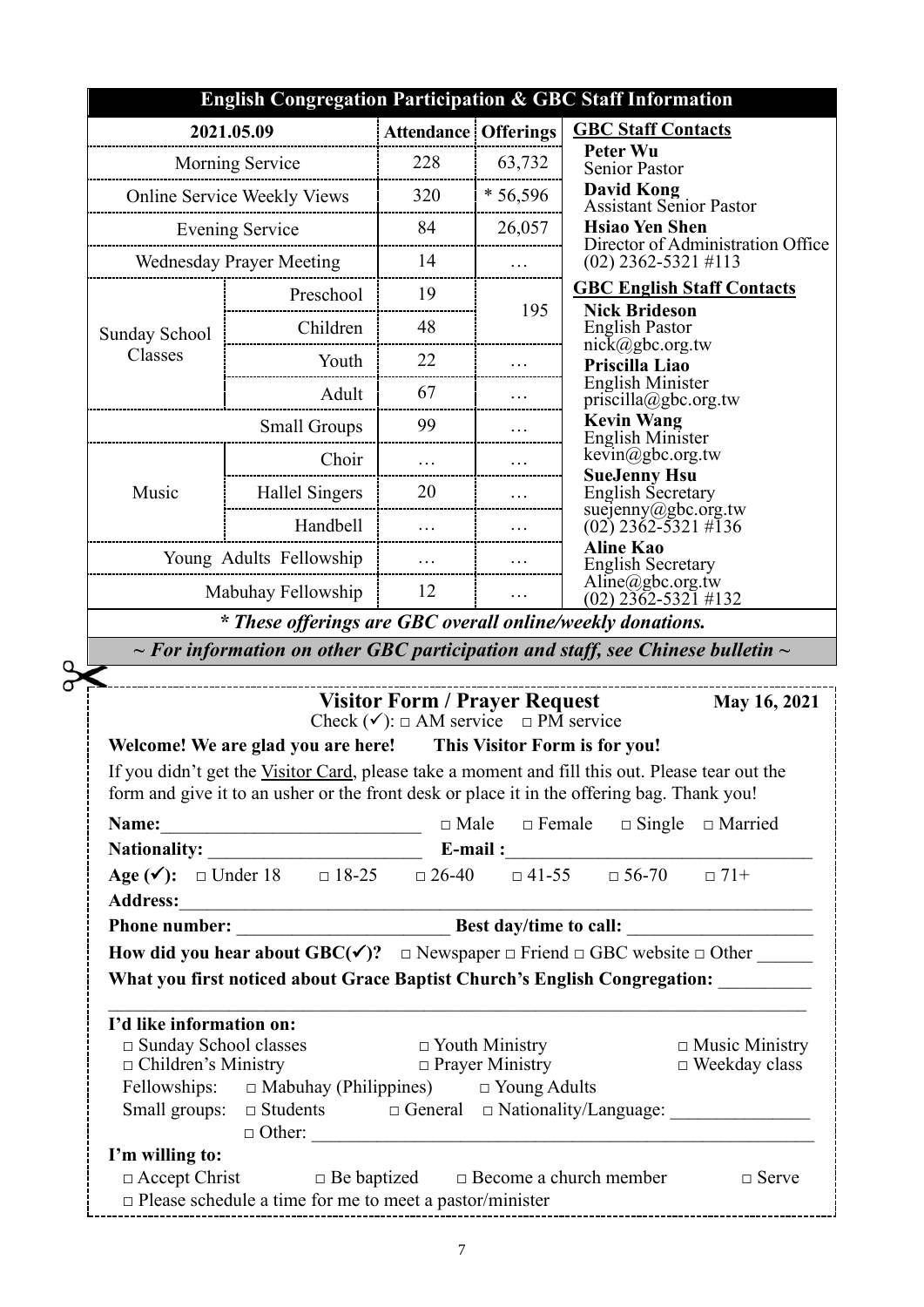## English Congregation Participation & GBC Staff Information

| 2021.05.09 | | Attendance | Offerings |
|---|---|---|---|
| Morning Service | | 228 | 63,732 |
| Online Service Weekly Views | | 320 | * 56,596 |
| Evening Service | | 84 | 26,057 |
| Wednesday Prayer Meeting | | 14 | … |
| Sunday School Classes | Preschool | 19 | 195 |
| | Children | 48 | |
| | Youth | 22 | … |
| | Adult | 67 | … |
| Small Groups | | 99 | … |
| Music | Choir | … | … |
| | Hallel Singers | 20 | … |
| | Handbell | … | … |
| Young Adults Fellowship | | … | … |
| Mabuhay Fellowship | | 12 | … |

**GBC Staff Contacts**

**Peter Wu**
Senior Pastor

**David Kong**
Assistant Senior Pastor

**Hsiao Yen Shen**
Director of Administration Office
(02) 2362-5321 #113

**GBC English Staff Contacts**

**Nick Brideson**
English Pastor
nick@gbc.org.tw

**Priscilla Liao**
English Minister
priscilla@gbc.org.tw

**Kevin Wang**
English Minister
kevin@gbc.org.tw

**SueJenny Hsu**
English Secretary
suejenny@gbc.org.tw
(02) 2362-5321 #136

**Aline Kao**
English Secretary
Aline@gbc.org.tw
(02) 2362-5321 #132

***\* These offerings are GBC overall online/weekly donations.***

***~ For information on other GBC participation and staff, see Chinese bulletin ~***

---

### Visitor Form / Prayer Request

**May 16, 2021**

Check (✓): □ AM service □ PM service

**Welcome! We are glad you are here! This Visitor Form is for you!**

If you didn't get the Visitor Card, please take a moment and fill this out. Please tear out the form and give it to an usher or the front desk or place it in the offering bag. Thank you!

**Name:**____________________________ □ Male □ Female □ Single □ Married

**Nationality:** ________________________ **E-mail :**________________________________

**Age (✓):** □ Under 18 □ 18-25 □ 26-40 □ 41-55 □ 56-70 □ 71+

**Address:**_____________________________________________________________________

**Phone number:** _______________________ **Best day/time to call:** ___________________

**How did you hear about GBC(✓)?** □ Newspaper □ Friend □ GBC website □ Other ______

**What you first noticed about Grace Baptist Church's English Congregation:** __________

_____________________________________________________________________________

**I'd like information on:**

□ Sunday School classes □ Youth Ministry □ Music Ministry
□ Children's Ministry □ Prayer Ministry □ Weekday class

Fellowships: □ Mabuhay (Philippines) □ Young Adults

Small groups: □ Students □ General □ Nationality/Language: _______________
□ Other: ________________________________________________________

**I'm willing to:**

□ Accept Christ □ Be baptized □ Become a church member □ Serve
□ Please schedule a time for me to meet a pastor/minister